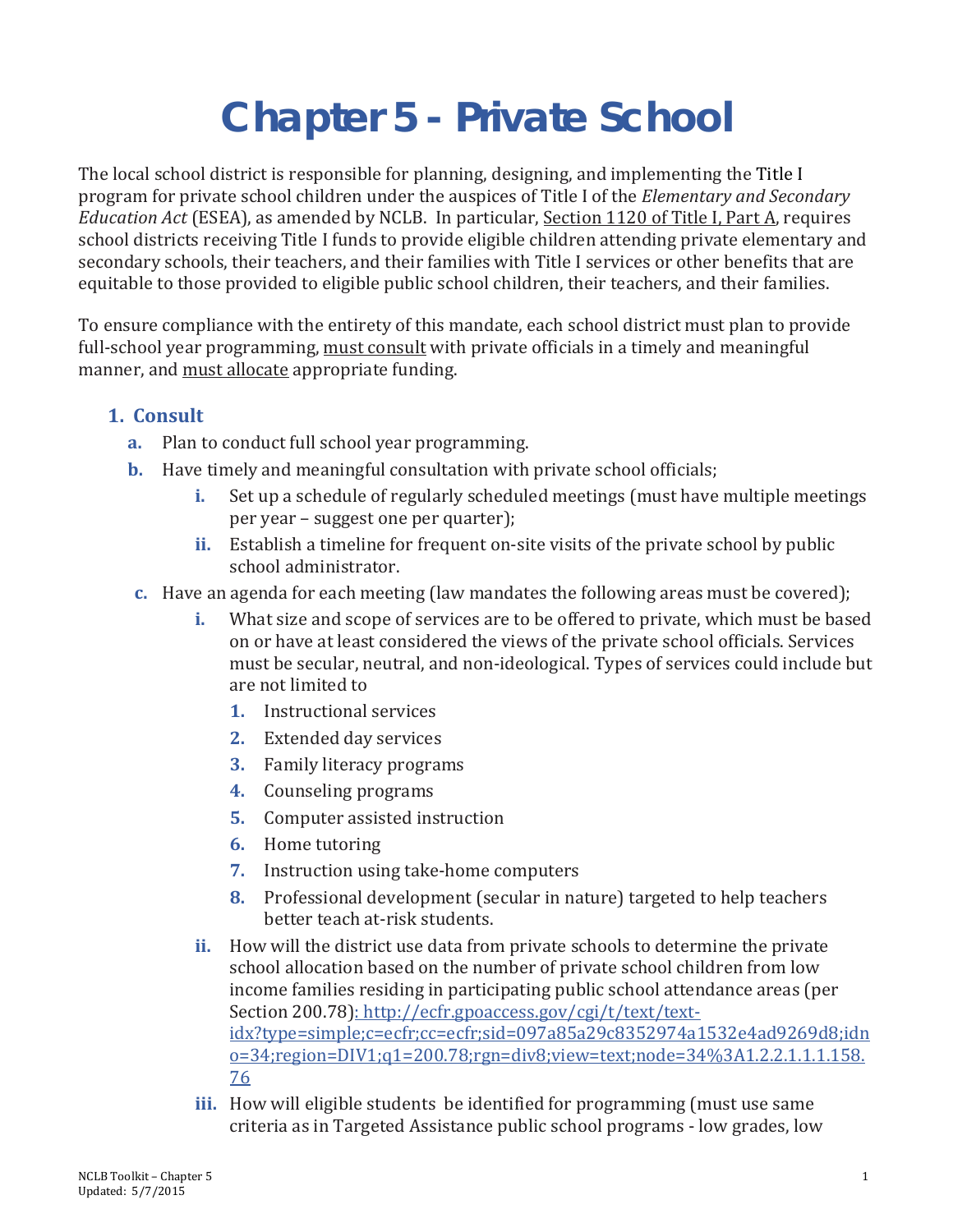# Chapter 5 - Private School

The local school district is responsible for planning, designing, and implementing the Title I program for private school children under the auspices of Title I of the *Elementary and Secondary Education Act* (ESEA), as amended by NCLB. In particular, Section 1120 of Title I, Part A, requires school districts receiving Title I funds to provide eligible children attending private elementary and secondary schools, their teachers, and their families with Title I services or other benefits that are equitable to those provided to eligible public school children, their teachers, and their families.

To ensure compliance with the entirety of this mandate, each school district must plan to provide full-school year programming, must consult with private officials in a timely and meaningful manner, and must allocate appropriate funding.

## 1. Consult

a. Plan to conduct full school year programming.

b. Have timely and meaningful consultation with private school officials;

   i. Set up a schedule of regularly scheduled meetings (must have multiple meetings per year – suggest one per quarter);

   ii. Establish a timeline for frequent on-site visits of the private school by public school administrator.

c. Have an agenda for each meeting (law mandates the following areas must be covered);

   i. What size and scope of services are to be offered to private, which must be based on or have at least considered the views of the private school officials. Services must be secular, neutral, and non-ideological. Types of services could include but are not limited to

      1. Instructional services
      2. Extended day services
      3. Family literacy programs
      4. Counseling programs
      5. Computer assisted instruction
      6. Home tutoring
      7. Instruction using take-home computers
      8. Professional development (secular in nature) targeted to help teachers better teach at-risk students.

   ii. How will the district use data from private schools to determine the private school allocation based on the number of private school children from low income families residing in participating public school attendance areas (per Section 200.78): http://ecfr.gpoaccess.gov/cgi/t/text/text-idx?type=simple;c=ecfr;cc=ecfr;sid=097a85a29c8352974a1532e4ad9269d8;idno=34;region=DIV1;q1=200.78;rgn=div8;view=text;node=34%3A1.2.2.1.1.1.158.76

   iii. How will eligible students be identified for programming (must use same criteria as in Targeted Assistance public school programs - low grades, low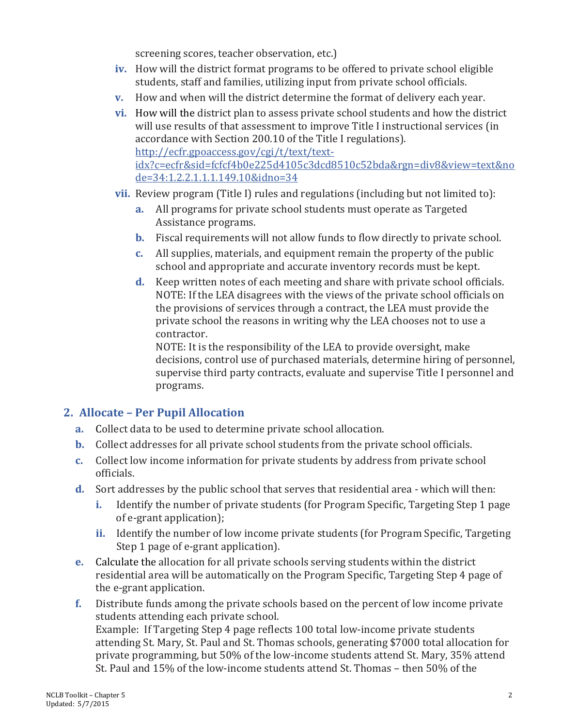screening scores, teacher observation, etc.)

- **iv.** How will the district format programs to be offered to private school eligible students, staff and families, utilizing input from private school officials.
- **v.** How and when will the district determine the format of delivery each year.
- **vi.** How will the district plan to assess private school students and how the district will use results of that assessment to improve Title I instructional services (in accordance with Section 200.10 of the Title I regulations). http://ecfr.gpoaccess.gov/cgi/t/text/text-idx?c=ecfr&sid=fcfcf4b0e225d4105c3dcd8510c52bda&rgn=div8&view=text&node=34:1.2.2.1.1.1.149.10&idno=34
- **vii.** Review program (Title I) rules and regulations (including but not limited to):
  - **a.** All programs for private school students must operate as Targeted Assistance programs.
  - **b.** Fiscal requirements will not allow funds to flow directly to private school.
  - **c.** All supplies, materials, and equipment remain the property of the public school and appropriate and accurate inventory records must be kept.
  - **d.** Keep written notes of each meeting and share with private school officials.
    NOTE: If the LEA disagrees with the views of the private school officials on the provisions of services through a contract, the LEA must provide the private school the reasons in writing why the LEA chooses not to use a contractor.
    NOTE: It is the responsibility of the LEA to provide oversight, make decisions, control use of purchased materials, determine hiring of personnel, supervise third party contracts, evaluate and supervise Title I personnel and programs.

## 2. Allocate – Per Pupil Allocation

- **a.** Collect data to be used to determine private school allocation.
- **b.** Collect addresses for all private school students from the private school officials.
- **c.** Collect low income information for private students by address from private school officials.
- **d.** Sort addresses by the public school that serves that residential area - which will then:
  - **i.** Identify the number of private students (for Program Specific, Targeting Step 1 page of e-grant application);
  - **ii.** Identify the number of low income private students (for Program Specific, Targeting Step 1 page of e-grant application).
- **e.** Calculate the allocation for all private schools serving students within the district residential area will be automatically on the Program Specific, Targeting Step 4 page of the e-grant application.
- **f.** Distribute funds among the private schools based on the percent of low income private students attending each private school.
  Example: If Targeting Step 4 page reflects 100 total low-income private students attending St. Mary, St. Paul and St. Thomas schools, generating $7000 total allocation for private programming, but 50% of the low-income students attend St. Mary, 35% attend St. Paul and 15% of the low-income students attend St. Thomas – then 50% of the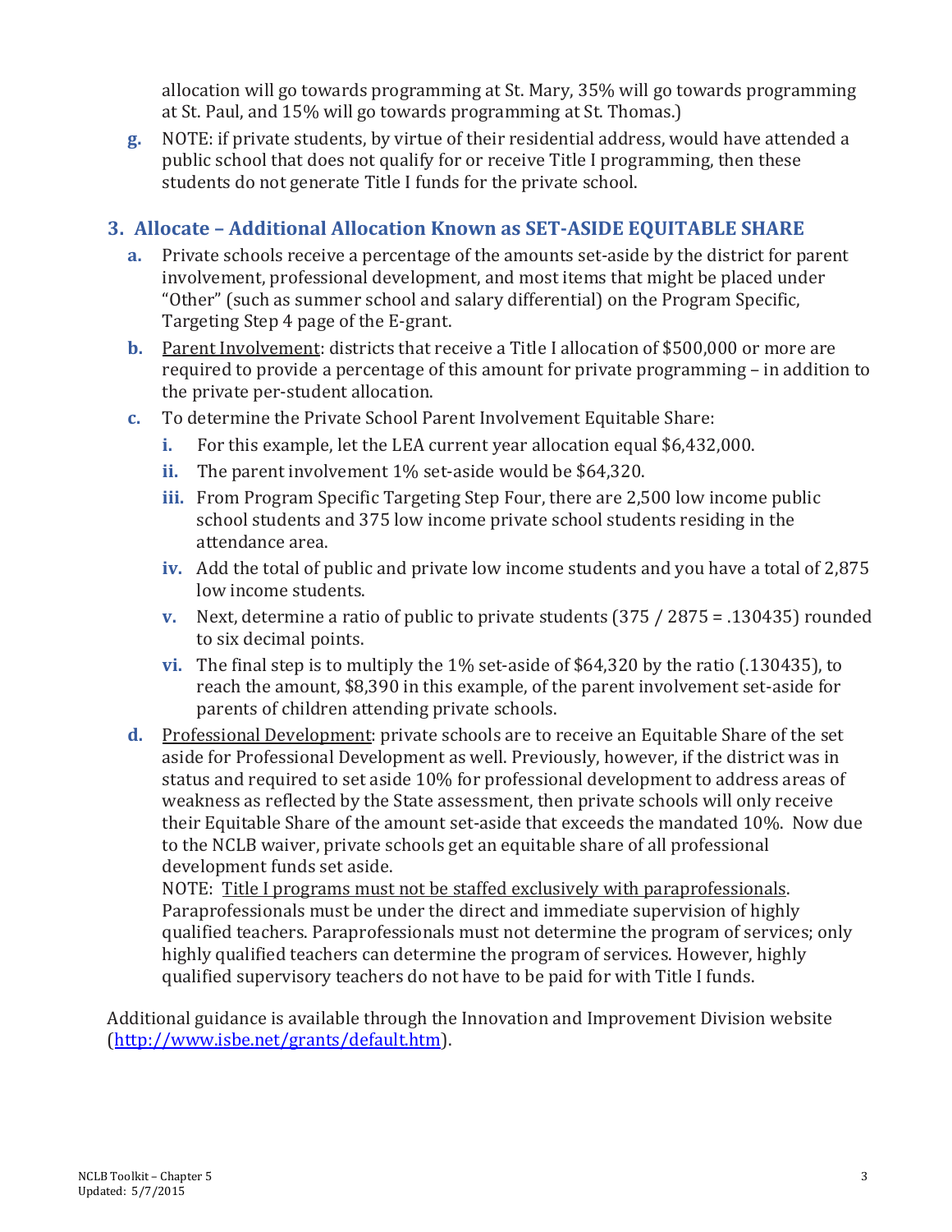allocation will go towards programming at St. Mary, 35% will go towards programming at St. Paul, and 15% will go towards programming at St. Thomas.)

g. NOTE: if private students, by virtue of their residential address, would have attended a public school that does not qualify for or receive Title I programming, then these students do not generate Title I funds for the private school.

## 3. Allocate – Additional Allocation Known as SET-ASIDE EQUITABLE SHARE

a. Private schools receive a percentage of the amounts set-aside by the district for parent involvement, professional development, and most items that might be placed under "Other" (such as summer school and salary differential) on the Program Specific, Targeting Step 4 page of the E-grant.

b. <u>Parent Involvement</u>: districts that receive a Title I allocation of $500,000 or more are required to provide a percentage of this amount for private programming – in addition to the private per-student allocation.

c. To determine the Private School Parent Involvement Equitable Share:

   i. For this example, let the LEA current year allocation equal $6,432,000.

   ii. The parent involvement 1% set-aside would be $64,320.

   iii. From Program Specific Targeting Step Four, there are 2,500 low income public school students and 375 low income private school students residing in the attendance area.

   iv. Add the total of public and private low income students and you have a total of 2,875 low income students.

   v. Next, determine a ratio of public to private students (375 / 2875 = .130435) rounded to six decimal points.

   vi. The final step is to multiply the 1% set-aside of $64,320 by the ratio (.130435), to reach the amount, $8,390 in this example, of the parent involvement set-aside for parents of children attending private schools.

d. <u>Professional Development</u>: private schools are to receive an Equitable Share of the set aside for Professional Development as well. Previously, however, if the district was in status and required to set aside 10% for professional development to address areas of weakness as reflected by the State assessment, then private schools will only receive their Equitable Share of the amount set-aside that exceeds the mandated 10%. Now due to the NCLB waiver, private schools get an equitable share of all professional development funds set aside.

   NOTE: <u>Title I programs must not be staffed exclusively with paraprofessionals</u>. Paraprofessionals must be under the direct and immediate supervision of highly qualified teachers. Paraprofessionals must not determine the program of services; only highly qualified teachers can determine the program of services. However, highly qualified supervisory teachers do not have to be paid for with Title I funds.

Additional guidance is available through the Innovation and Improvement Division website (http://www.isbe.net/grants/default.htm).